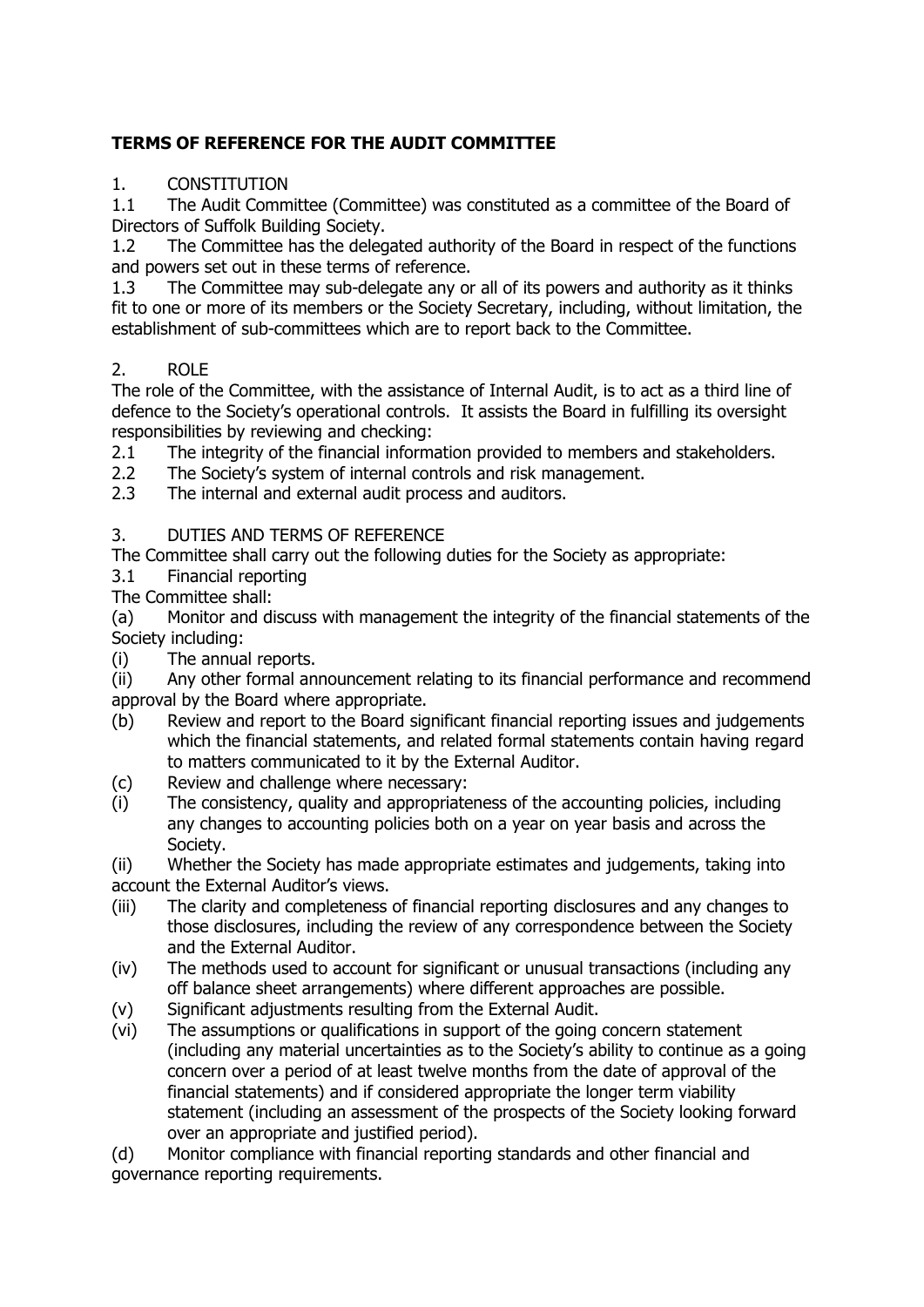# TERMS OF REFERENCE FOR THE AUDIT COMMITTEE

## 1. CONSTITUTION

1.1 The Audit Committee (Committee) was constituted as a committee of the Board of Directors of Suffolk Building Society.

1.2 The Committee has the delegated authority of the Board in respect of the functions and powers set out in these terms of reference.

1.3 The Committee may sub-delegate any or all of its powers and authority as it thinks fit to one or more of its members or the Society Secretary, including, without limitation, the establishment of sub-committees which are to report back to the Committee.

## 2. ROLE

The role of the Committee, with the assistance of Internal Audit, is to act as a third line of defence to the Society's operational controls. It assists the Board in fulfilling its oversight responsibilities by reviewing and checking:

2.1 The integrity of the financial information provided to members and stakeholders.

2.2 The Society's system of internal controls and risk management.

2.3 The internal and external audit process and auditors.

## 3. DUTIES AND TERMS OF REFERENCE

The Committee shall carry out the following duties for the Society as appropriate:

### 3.1 Financial reporting

The Committee shall:

(a) Monitor and discuss with management the integrity of the financial statements of the Society including:

(i) The annual reports.

(ii) Any other formal announcement relating to its financial performance and recommend approval by the Board where appropriate.

(b) Review and report to the Board significant financial reporting issues and judgements which the financial statements, and related formal statements contain having regard to matters communicated to it by the External Auditor.

(c) Review and challenge where necessary:

(i) The consistency, quality and appropriateness of the accounting policies, including any changes to accounting policies both on a year on year basis and across the Society.

(ii) Whether the Society has made appropriate estimates and judgements, taking into account the External Auditor's views.

(iii) The clarity and completeness of financial reporting disclosures and any changes to those disclosures, including the review of any correspondence between the Society and the External Auditor.

(iv) The methods used to account for significant or unusual transactions (including any off balance sheet arrangements) where different approaches are possible.

(v) Significant adjustments resulting from the External Audit.

(vi) The assumptions or qualifications in support of the going concern statement (including any material uncertainties as to the Society's ability to continue as a going concern over a period of at least twelve months from the date of approval of the financial statements) and if considered appropriate the longer term viability statement (including an assessment of the prospects of the Society looking forward over an appropriate and justified period).

(d) Monitor compliance with financial reporting standards and other financial and governance reporting requirements.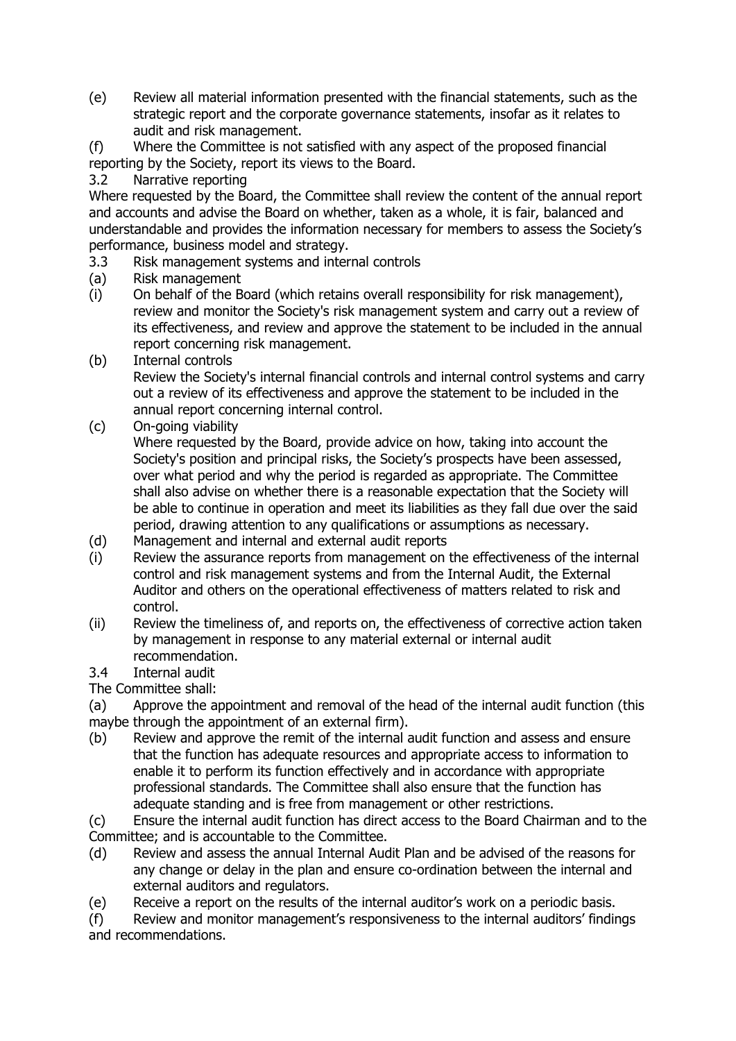(e) Review all material information presented with the financial statements, such as the strategic report and the corporate governance statements, insofar as it relates to audit and risk management.

(f) Where the Committee is not satisfied with any aspect of the proposed financial reporting by the Society, report its views to the Board.

3.2 Narrative reporting

Where requested by the Board, the Committee shall review the content of the annual report and accounts and advise the Board on whether, taken as a whole, it is fair, balanced and understandable and provides the information necessary for members to assess the Society's performance, business model and strategy.

3.3 Risk management systems and internal controls

(a) Risk management

(i) On behalf of the Board (which retains overall responsibility for risk management), review and monitor the Society's risk management system and carry out a review of its effectiveness, and review and approve the statement to be included in the annual report concerning risk management.

(b) Internal controls

Review the Society's internal financial controls and internal control systems and carry out a review of its effectiveness and approve the statement to be included in the annual report concerning internal control.

(c) On-going viability

Where requested by the Board, provide advice on how, taking into account the Society's position and principal risks, the Society's prospects have been assessed, over what period and why the period is regarded as appropriate. The Committee shall also advise on whether there is a reasonable expectation that the Society will be able to continue in operation and meet its liabilities as they fall due over the said period, drawing attention to any qualifications or assumptions as necessary.

(d) Management and internal and external audit reports

(i) Review the assurance reports from management on the effectiveness of the internal control and risk management systems and from the Internal Audit, the External Auditor and others on the operational effectiveness of matters related to risk and control.

(ii) Review the timeliness of, and reports on, the effectiveness of corrective action taken by management in response to any material external or internal audit recommendation.

3.4 Internal audit

The Committee shall:

(a) Approve the appointment and removal of the head of the internal audit function (this maybe through the appointment of an external firm).

(b) Review and approve the remit of the internal audit function and assess and ensure that the function has adequate resources and appropriate access to information to enable it to perform its function effectively and in accordance with appropriate professional standards. The Committee shall also ensure that the function has adequate standing and is free from management or other restrictions.

(c) Ensure the internal audit function has direct access to the Board Chairman and to the Committee; and is accountable to the Committee.

(d) Review and assess the annual Internal Audit Plan and be advised of the reasons for any change or delay in the plan and ensure co-ordination between the internal and external auditors and regulators.

(e) Receive a report on the results of the internal auditor's work on a periodic basis.

(f) Review and monitor management's responsiveness to the internal auditors' findings and recommendations.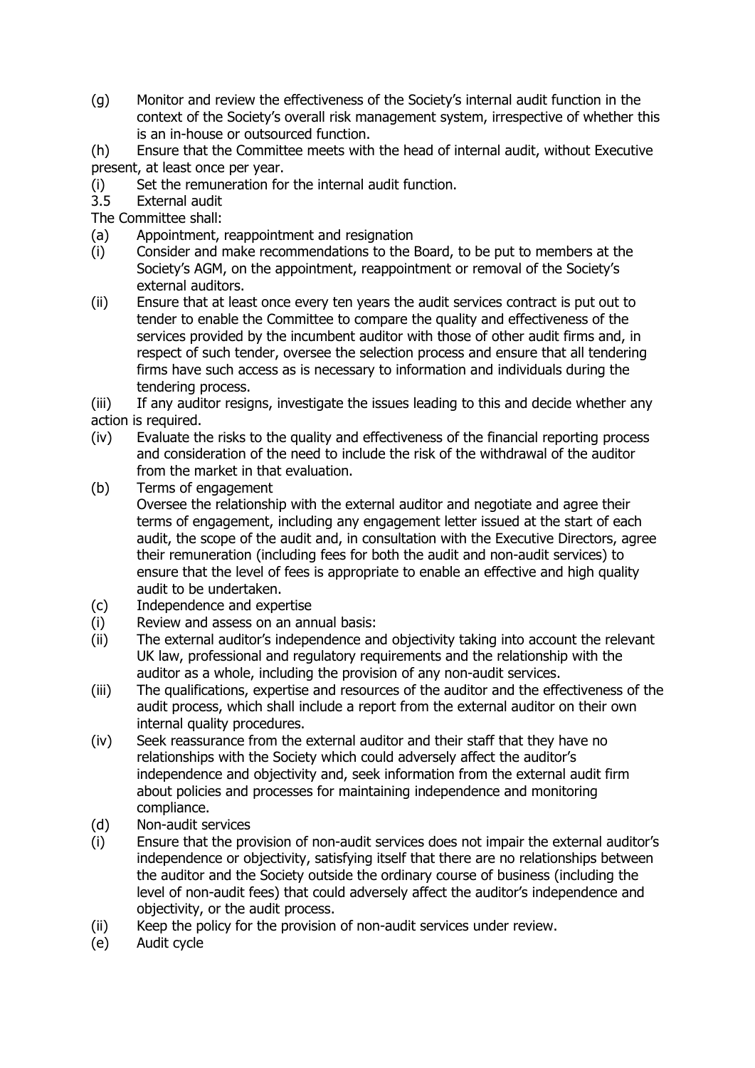(g) Monitor and review the effectiveness of the Society's internal audit function in the context of the Society's overall risk management system, irrespective of whether this is an in-house or outsourced function.

(h) Ensure that the Committee meets with the head of internal audit, without Executive present, at least once per year.

(i) Set the remuneration for the internal audit function.

3.5 External audit

The Committee shall:

(a) Appointment, reappointment and resignation

(i) Consider and make recommendations to the Board, to be put to members at the Society's AGM, on the appointment, reappointment or removal of the Society's external auditors.

(ii) Ensure that at least once every ten years the audit services contract is put out to tender to enable the Committee to compare the quality and effectiveness of the services provided by the incumbent auditor with those of other audit firms and, in respect of such tender, oversee the selection process and ensure that all tendering firms have such access as is necessary to information and individuals during the tendering process.

(iii) If any auditor resigns, investigate the issues leading to this and decide whether any action is required.

(iv) Evaluate the risks to the quality and effectiveness of the financial reporting process and consideration of the need to include the risk of the withdrawal of the auditor from the market in that evaluation.

(b) Terms of engagement

Oversee the relationship with the external auditor and negotiate and agree their terms of engagement, including any engagement letter issued at the start of each audit, the scope of the audit and, in consultation with the Executive Directors, agree their remuneration (including fees for both the audit and non-audit services) to ensure that the level of fees is appropriate to enable an effective and high quality audit to be undertaken.

(c) Independence and expertise

(i) Review and assess on an annual basis:

(ii) The external auditor's independence and objectivity taking into account the relevant UK law, professional and regulatory requirements and the relationship with the auditor as a whole, including the provision of any non-audit services.

(iii) The qualifications, expertise and resources of the auditor and the effectiveness of the audit process, which shall include a report from the external auditor on their own internal quality procedures.

(iv) Seek reassurance from the external auditor and their staff that they have no relationships with the Society which could adversely affect the auditor's independence and objectivity and, seek information from the external audit firm about policies and processes for maintaining independence and monitoring compliance.

(d) Non-audit services

(i) Ensure that the provision of non-audit services does not impair the external auditor's independence or objectivity, satisfying itself that there are no relationships between the auditor and the Society outside the ordinary course of business (including the level of non-audit fees) that could adversely affect the auditor's independence and objectivity, or the audit process.

(ii) Keep the policy for the provision of non-audit services under review.

(e) Audit cycle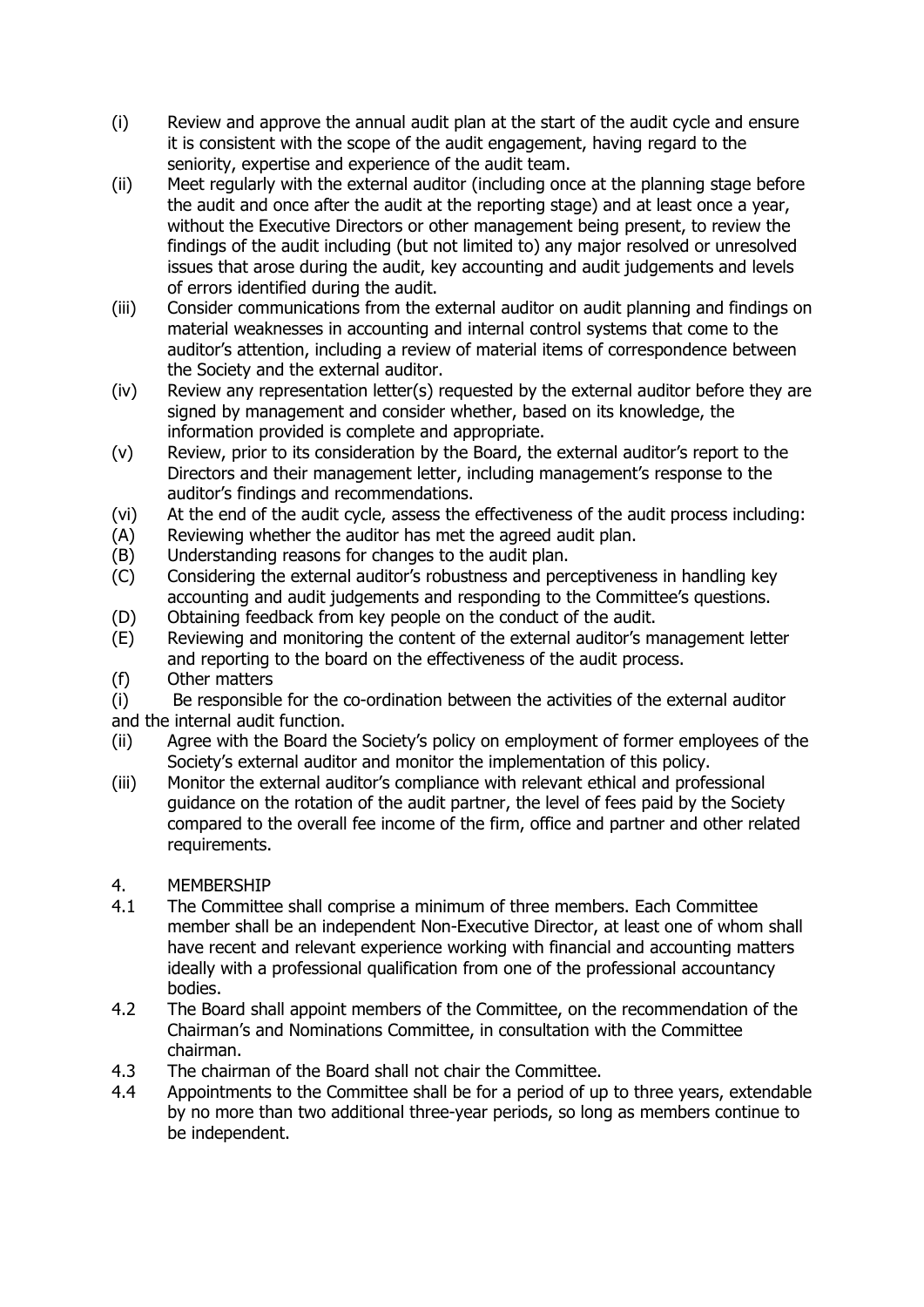(i) Review and approve the annual audit plan at the start of the audit cycle and ensure it is consistent with the scope of the audit engagement, having regard to the seniority, expertise and experience of the audit team.

(ii) Meet regularly with the external auditor (including once at the planning stage before the audit and once after the audit at the reporting stage) and at least once a year, without the Executive Directors or other management being present, to review the findings of the audit including (but not limited to) any major resolved or unresolved issues that arose during the audit, key accounting and audit judgements and levels of errors identified during the audit.

(iii) Consider communications from the external auditor on audit planning and findings on material weaknesses in accounting and internal control systems that come to the auditor's attention, including a review of material items of correspondence between the Society and the external auditor.

(iv) Review any representation letter(s) requested by the external auditor before they are signed by management and consider whether, based on its knowledge, the information provided is complete and appropriate.

(v) Review, prior to its consideration by the Board, the external auditor's report to the Directors and their management letter, including management's response to the auditor's findings and recommendations.

(vi) At the end of the audit cycle, assess the effectiveness of the audit process including:

(A) Reviewing whether the auditor has met the agreed audit plan.

(B) Understanding reasons for changes to the audit plan.

(C) Considering the external auditor's robustness and perceptiveness in handling key accounting and audit judgements and responding to the Committee's questions.

(D) Obtaining feedback from key people on the conduct of the audit.

(E) Reviewing and monitoring the content of the external auditor's management letter and reporting to the board on the effectiveness of the audit process.

(f) Other matters

(i) Be responsible for the co-ordination between the activities of the external auditor and the internal audit function.

(ii) Agree with the Board the Society's policy on employment of former employees of the Society's external auditor and monitor the implementation of this policy.

(iii) Monitor the external auditor's compliance with relevant ethical and professional guidance on the rotation of the audit partner, the level of fees paid by the Society compared to the overall fee income of the firm, office and partner and other related requirements.

4. MEMBERSHIP

4.1 The Committee shall comprise a minimum of three members. Each Committee member shall be an independent Non-Executive Director, at least one of whom shall have recent and relevant experience working with financial and accounting matters ideally with a professional qualification from one of the professional accountancy bodies.

4.2 The Board shall appoint members of the Committee, on the recommendation of the Chairman's and Nominations Committee, in consultation with the Committee chairman.

4.3 The chairman of the Board shall not chair the Committee.

4.4 Appointments to the Committee shall be for a period of up to three years, extendable by no more than two additional three-year periods, so long as members continue to be independent.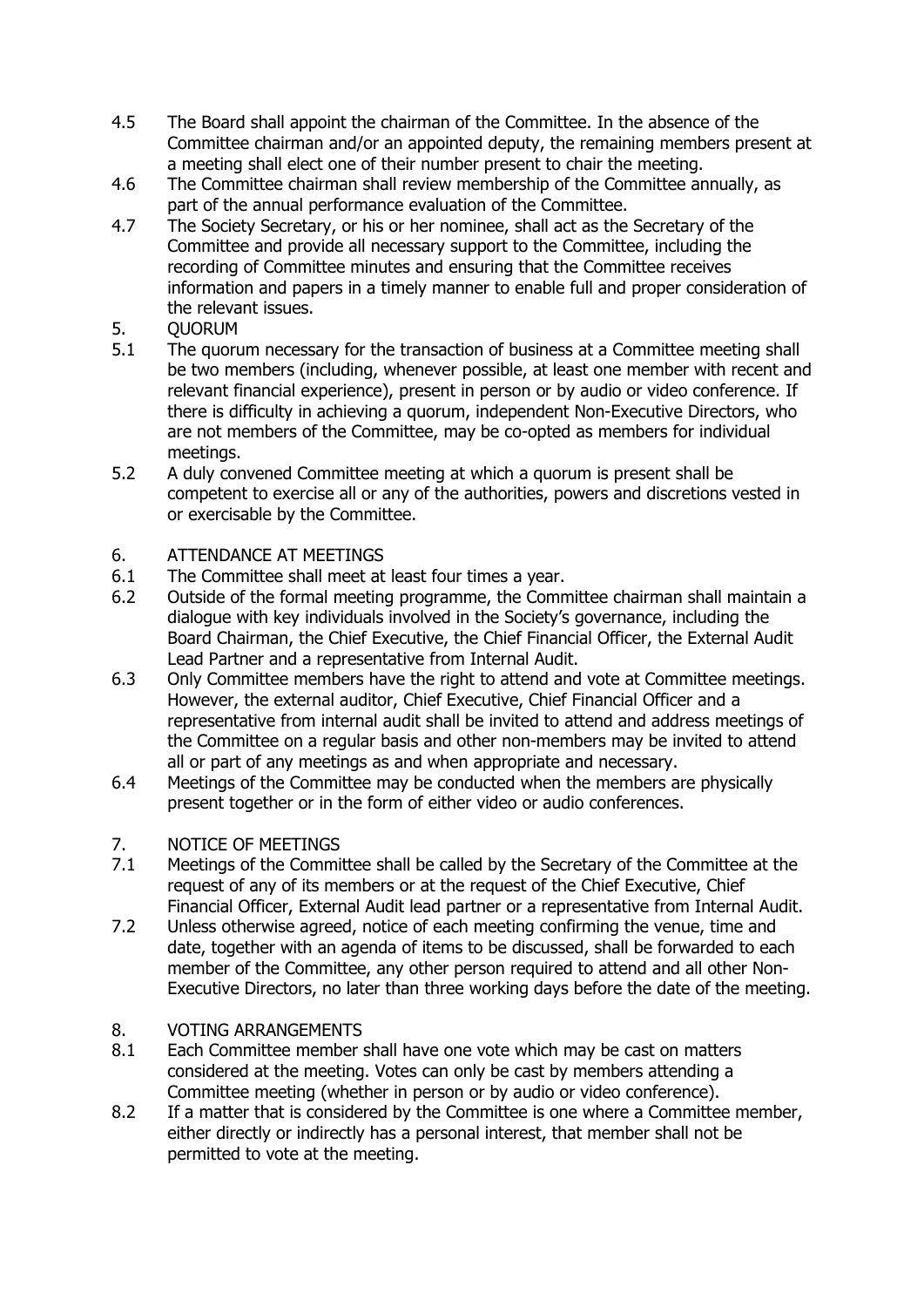4.5 The Board shall appoint the chairman of the Committee. In the absence of the Committee chairman and/or an appointed deputy, the remaining members present at a meeting shall elect one of their number present to chair the meeting.

4.6 The Committee chairman shall review membership of the Committee annually, as part of the annual performance evaluation of the Committee.

4.7 The Society Secretary, or his or her nominee, shall act as the Secretary of the Committee and provide all necessary support to the Committee, including the recording of Committee minutes and ensuring that the Committee receives information and papers in a timely manner to enable full and proper consideration of the relevant issues.

## 5. QUORUM

5.1 The quorum necessary for the transaction of business at a Committee meeting shall be two members (including, whenever possible, at least one member with recent and relevant financial experience), present in person or by audio or video conference. If there is difficulty in achieving a quorum, independent Non-Executive Directors, who are not members of the Committee, may be co-opted as members for individual meetings.

5.2 A duly convened Committee meeting at which a quorum is present shall be competent to exercise all or any of the authorities, powers and discretions vested in or exercisable by the Committee.

## 6. ATTENDANCE AT MEETINGS

6.1 The Committee shall meet at least four times a year.

6.2 Outside of the formal meeting programme, the Committee chairman shall maintain a dialogue with key individuals involved in the Society's governance, including the Board Chairman, the Chief Executive, the Chief Financial Officer, the External Audit Lead Partner and a representative from Internal Audit.

6.3 Only Committee members have the right to attend and vote at Committee meetings. However, the external auditor, Chief Executive, Chief Financial Officer and a representative from internal audit shall be invited to attend and address meetings of the Committee on a regular basis and other non-members may be invited to attend all or part of any meetings as and when appropriate and necessary.

6.4 Meetings of the Committee may be conducted when the members are physically present together or in the form of either video or audio conferences.

## 7. NOTICE OF MEETINGS

7.1 Meetings of the Committee shall be called by the Secretary of the Committee at the request of any of its members or at the request of the Chief Executive, Chief Financial Officer, External Audit lead partner or a representative from Internal Audit.

7.2 Unless otherwise agreed, notice of each meeting confirming the venue, time and date, together with an agenda of items to be discussed, shall be forwarded to each member of the Committee, any other person required to attend and all other Non-Executive Directors, no later than three working days before the date of the meeting.

## 8. VOTING ARRANGEMENTS

8.1 Each Committee member shall have one vote which may be cast on matters considered at the meeting. Votes can only be cast by members attending a Committee meeting (whether in person or by audio or video conference).

8.2 If a matter that is considered by the Committee is one where a Committee member, either directly or indirectly has a personal interest, that member shall not be permitted to vote at the meeting.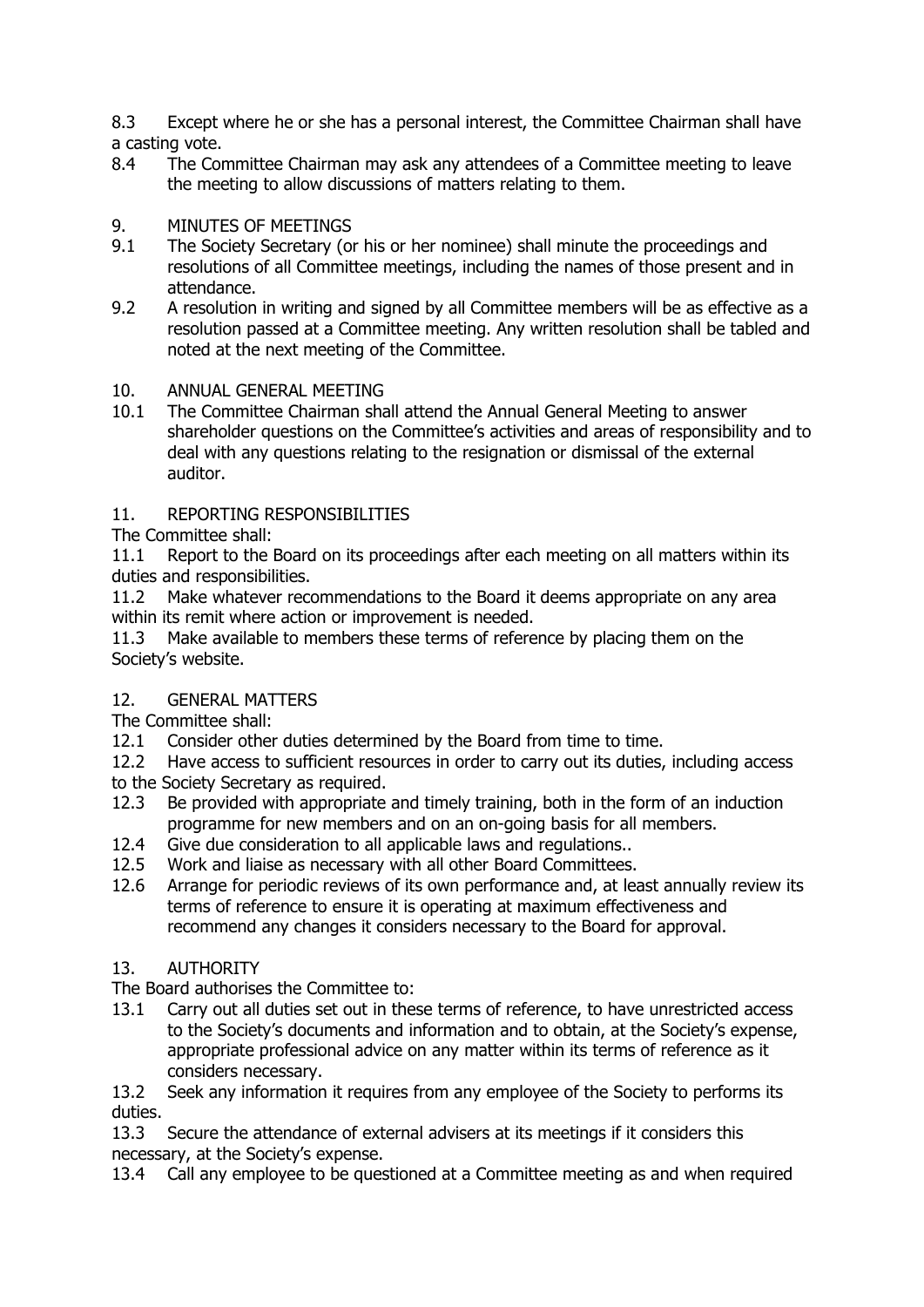8.3 Except where he or she has a personal interest, the Committee Chairman shall have a casting vote.

8.4 The Committee Chairman may ask any attendees of a Committee meeting to leave the meeting to allow discussions of matters relating to them.

## 9. MINUTES OF MEETINGS

9.1 The Society Secretary (or his or her nominee) shall minute the proceedings and resolutions of all Committee meetings, including the names of those present and in attendance.

9.2 A resolution in writing and signed by all Committee members will be as effective as a resolution passed at a Committee meeting. Any written resolution shall be tabled and noted at the next meeting of the Committee.

## 10. ANNUAL GENERAL MEETING

10.1 The Committee Chairman shall attend the Annual General Meeting to answer shareholder questions on the Committee's activities and areas of responsibility and to deal with any questions relating to the resignation or dismissal of the external auditor.

## 11. REPORTING RESPONSIBILITIES

The Committee shall:

11.1 Report to the Board on its proceedings after each meeting on all matters within its duties and responsibilities.

11.2 Make whatever recommendations to the Board it deems appropriate on any area within its remit where action or improvement is needed.

11.3 Make available to members these terms of reference by placing them on the Society's website.

## 12. GENERAL MATTERS

The Committee shall:

12.1 Consider other duties determined by the Board from time to time.

12.2 Have access to sufficient resources in order to carry out its duties, including access to the Society Secretary as required.

12.3 Be provided with appropriate and timely training, both in the form of an induction programme for new members and on an on-going basis for all members.

12.4 Give due consideration to all applicable laws and regulations..

12.5 Work and liaise as necessary with all other Board Committees.

12.6 Arrange for periodic reviews of its own performance and, at least annually review its terms of reference to ensure it is operating at maximum effectiveness and recommend any changes it considers necessary to the Board for approval.

## 13. AUTHORITY

The Board authorises the Committee to:

13.1 Carry out all duties set out in these terms of reference, to have unrestricted access to the Society's documents and information and to obtain, at the Society's expense, appropriate professional advice on any matter within its terms of reference as it considers necessary.

13.2 Seek any information it requires from any employee of the Society to performs its duties.

13.3 Secure the attendance of external advisers at its meetings if it considers this necessary, at the Society's expense.

13.4 Call any employee to be questioned at a Committee meeting as and when required